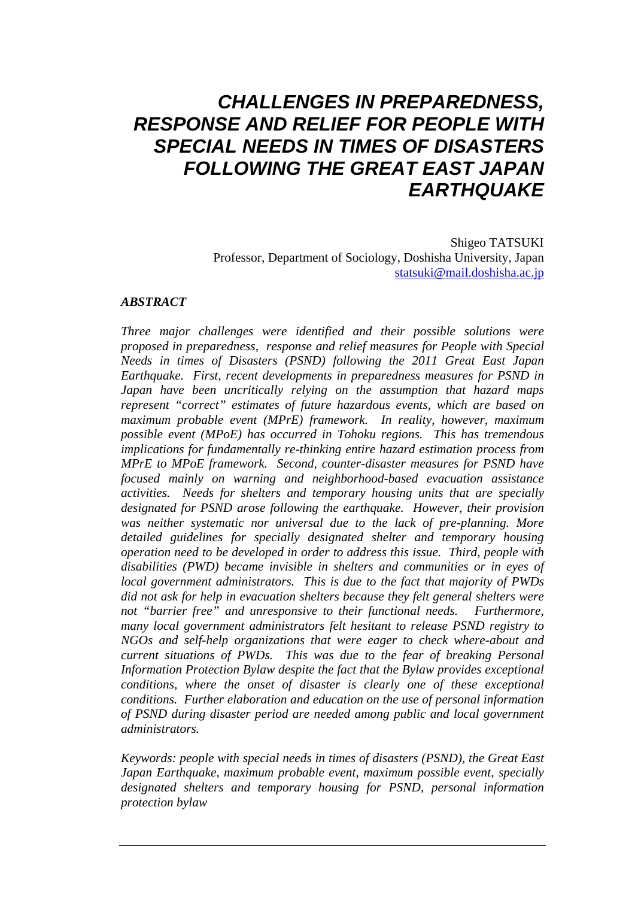# *CHALLENGES IN PREPAREDNESS, RESPONSE AND RELIEF FOR PEOPLE WITH SPECIAL NEEDS IN TIMES OF DISASTERS FOLLOWING THE GREAT EAST JAPAN EARTHQUAKE*

Shigeo TATSUKI  
Professor, Department of Sociology, Doshisha University, Japan  
statsuki@mail.doshisha.ac.jp

### *ABSTRACT*

*Three major challenges were identified and their possible solutions were proposed in preparedness, response and relief measures for People with Special Needs in times of Disasters (PSND) following the 2011 Great East Japan Earthquake. First, recent developments in preparedness measures for PSND in Japan have been uncritically relying on the assumption that hazard maps represent "correct" estimates of future hazardous events, which are based on maximum probable event (MPrE) framework. In reality, however, maximum possible event (MPoE) has occurred in Tohoku regions. This has tremendous implications for fundamentally re-thinking entire hazard estimation process from MPrE to MPoE framework. Second, counter-disaster measures for PSND have focused mainly on warning and neighborhood-based evacuation assistance activities. Needs for shelters and temporary housing units that are specially designated for PSND arose following the earthquake. However, their provision was neither systematic nor universal due to the lack of pre-planning. More detailed guidelines for specially designated shelter and temporary housing operation need to be developed in order to address this issue. Third, people with disabilities (PWD) became invisible in shelters and communities or in eyes of local government administrators. This is due to the fact that majority of PWDs did not ask for help in evacuation shelters because they felt general shelters were not "barrier free" and unresponsive to their functional needs. Furthermore, many local government administrators felt hesitant to release PSND registry to NGOs and self-help organizations that were eager to check where-about and current situations of PWDs. This was due to the fear of breaking Personal Information Protection Bylaw despite the fact that the Bylaw provides exceptional conditions, where the onset of disaster is clearly one of these exceptional conditions. Further elaboration and education on the use of personal information of PSND during disaster period are needed among public and local government administrators.*

*Keywords: people with special needs in times of disasters (PSND), the Great East Japan Earthquake, maximum probable event, maximum possible event, specially designated shelters and temporary housing for PSND, personal information protection bylaw*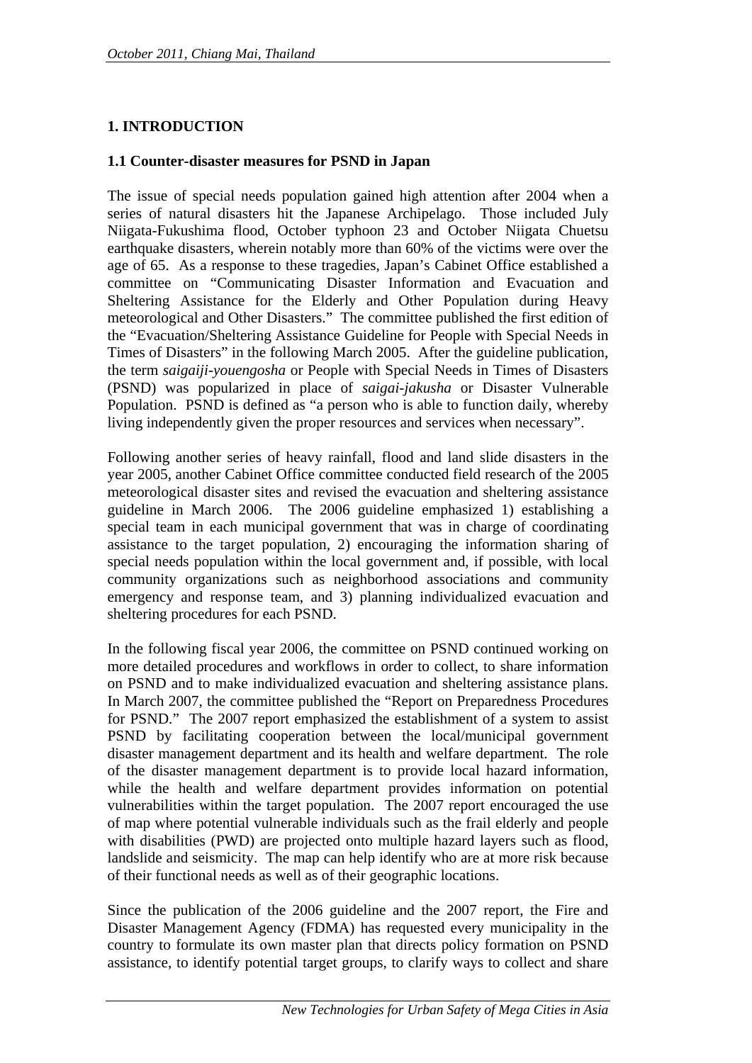## 1. INTRODUCTION

### 1.1 Counter-disaster measures for PSND in Japan

The issue of special needs population gained high attention after 2004 when a series of natural disasters hit the Japanese Archipelago. Those included July Niigata-Fukushima flood, October typhoon 23 and October Niigata Chuetsu earthquake disasters, wherein notably more than 60% of the victims were over the age of 65. As a response to these tragedies, Japan's Cabinet Office established a committee on "Communicating Disaster Information and Evacuation and Sheltering Assistance for the Elderly and Other Population during Heavy meteorological and Other Disasters." The committee published the first edition of the "Evacuation/Sheltering Assistance Guideline for People with Special Needs in Times of Disasters" in the following March 2005. After the guideline publication, the term *saigaiji-youengosha* or People with Special Needs in Times of Disasters (PSND) was popularized in place of *saigai-jakusha* or Disaster Vulnerable Population. PSND is defined as "a person who is able to function daily, whereby living independently given the proper resources and services when necessary".

Following another series of heavy rainfall, flood and land slide disasters in the year 2005, another Cabinet Office committee conducted field research of the 2005 meteorological disaster sites and revised the evacuation and sheltering assistance guideline in March 2006. The 2006 guideline emphasized 1) establishing a special team in each municipal government that was in charge of coordinating assistance to the target population, 2) encouraging the information sharing of special needs population within the local government and, if possible, with local community organizations such as neighborhood associations and community emergency and response team, and 3) planning individualized evacuation and sheltering procedures for each PSND.

In the following fiscal year 2006, the committee on PSND continued working on more detailed procedures and workflows in order to collect, to share information on PSND and to make individualized evacuation and sheltering assistance plans. In March 2007, the committee published the "Report on Preparedness Procedures for PSND." The 2007 report emphasized the establishment of a system to assist PSND by facilitating cooperation between the local/municipal government disaster management department and its health and welfare department. The role of the disaster management department is to provide local hazard information, while the health and welfare department provides information on potential vulnerabilities within the target population. The 2007 report encouraged the use of map where potential vulnerable individuals such as the frail elderly and people with disabilities (PWD) are projected onto multiple hazard layers such as flood, landslide and seismicity. The map can help identify who are at more risk because of their functional needs as well as of their geographic locations.

Since the publication of the 2006 guideline and the 2007 report, the Fire and Disaster Management Agency (FDMA) has requested every municipality in the country to formulate its own master plan that directs policy formation on PSND assistance, to identify potential target groups, to clarify ways to collect and share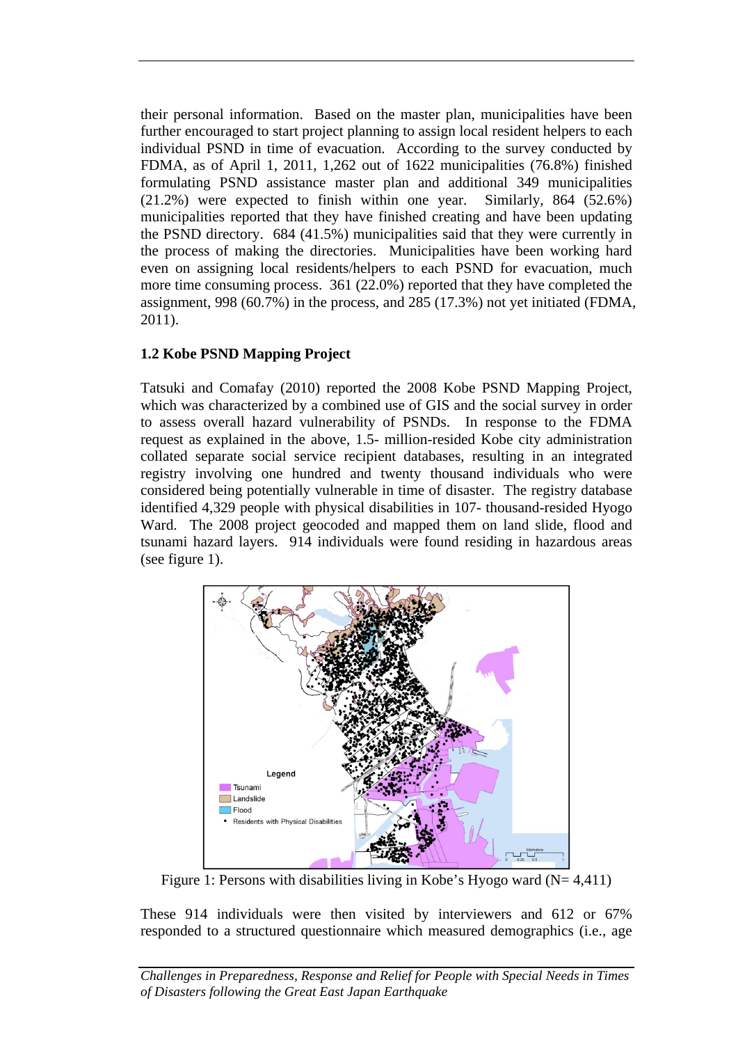their personal information. Based on the master plan, municipalities have been further encouraged to start project planning to assign local resident helpers to each individual PSND in time of evacuation. According to the survey conducted by FDMA, as of April 1, 2011, 1,262 out of 1622 municipalities (76.8%) finished formulating PSND assistance master plan and additional 349 municipalities (21.2%) were expected to finish within one year. Similarly, 864 (52.6%) municipalities reported that they have finished creating and have been updating the PSND directory. 684 (41.5%) municipalities said that they were currently in the process of making the directories. Municipalities have been working hard even on assigning local residents/helpers to each PSND for evacuation, much more time consuming process. 361 (22.0%) reported that they have completed the assignment, 998 (60.7%) in the process, and 285 (17.3%) not yet initiated (FDMA, 2011).

### 1.2 Kobe PSND Mapping Project

Tatsuki and Comafay (2010) reported the 2008 Kobe PSND Mapping Project, which was characterized by a combined use of GIS and the social survey in order to assess overall hazard vulnerability of PSNDs. In response to the FDMA request as explained in the above, 1.5- million-resided Kobe city administration collated separate social service recipient databases, resulting in an integrated registry involving one hundred and twenty thousand individuals who were considered being potentially vulnerable in time of disaster. The registry database identified 4,329 people with physical disabilities in 107- thousand-resided Hyogo Ward. The 2008 project geocoded and mapped them on land slide, flood and tsunami hazard layers. 914 individuals were found residing in hazardous areas (see figure 1).

Figure 1: Persons with disabilities living in Kobe's Hyogo ward (N= 4,411)

These 914 individuals were then visited by interviewers and 612 or 67% responded to a structured questionnaire which measured demographics (i.e., age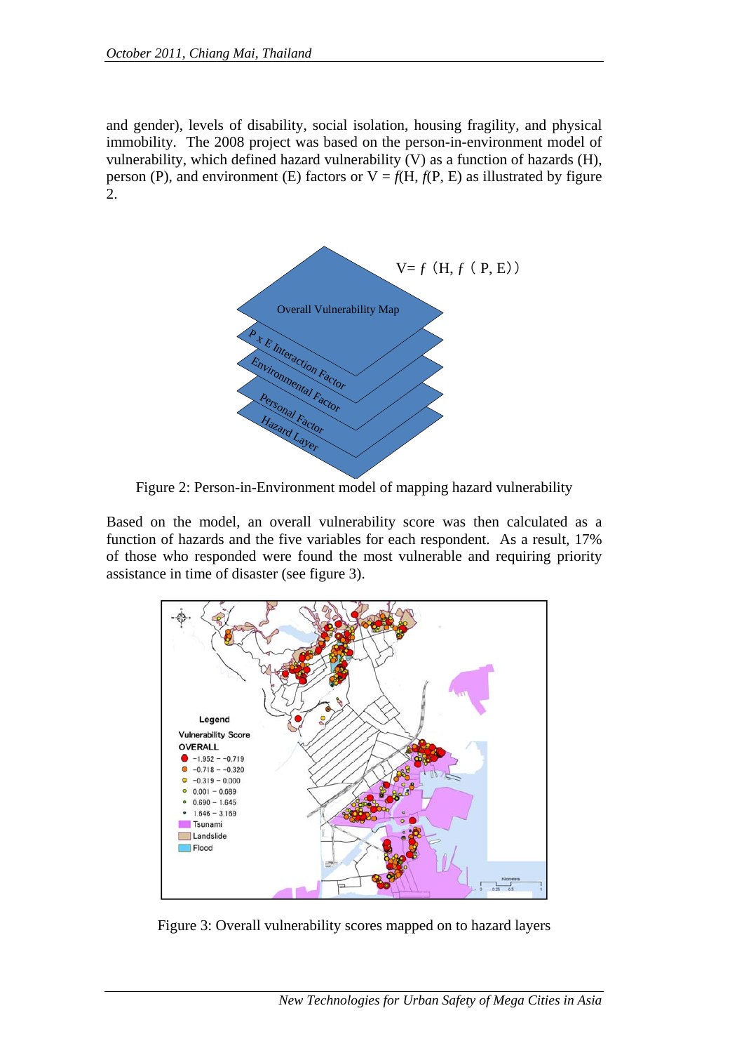and gender), levels of disability, social isolation, housing fragility, and physical immobility. The 2008 project was based on the person-in-environment model of vulnerability, which defined hazard vulnerability (V) as a function of hazards (H), person (P), and environment (E) factors or $V = f(H, f(P, E))$ as illustrated by figure 2.

Figure 2: Person-in-Environment model of mapping hazard vulnerability

Based on the model, an overall vulnerability score was then calculated as a function of hazards and the five variables for each respondent. As a result, 17% of those who responded were found the most vulnerable and requiring priority assistance in time of disaster (see figure 3).

Figure 3: Overall vulnerability scores mapped on to hazard layers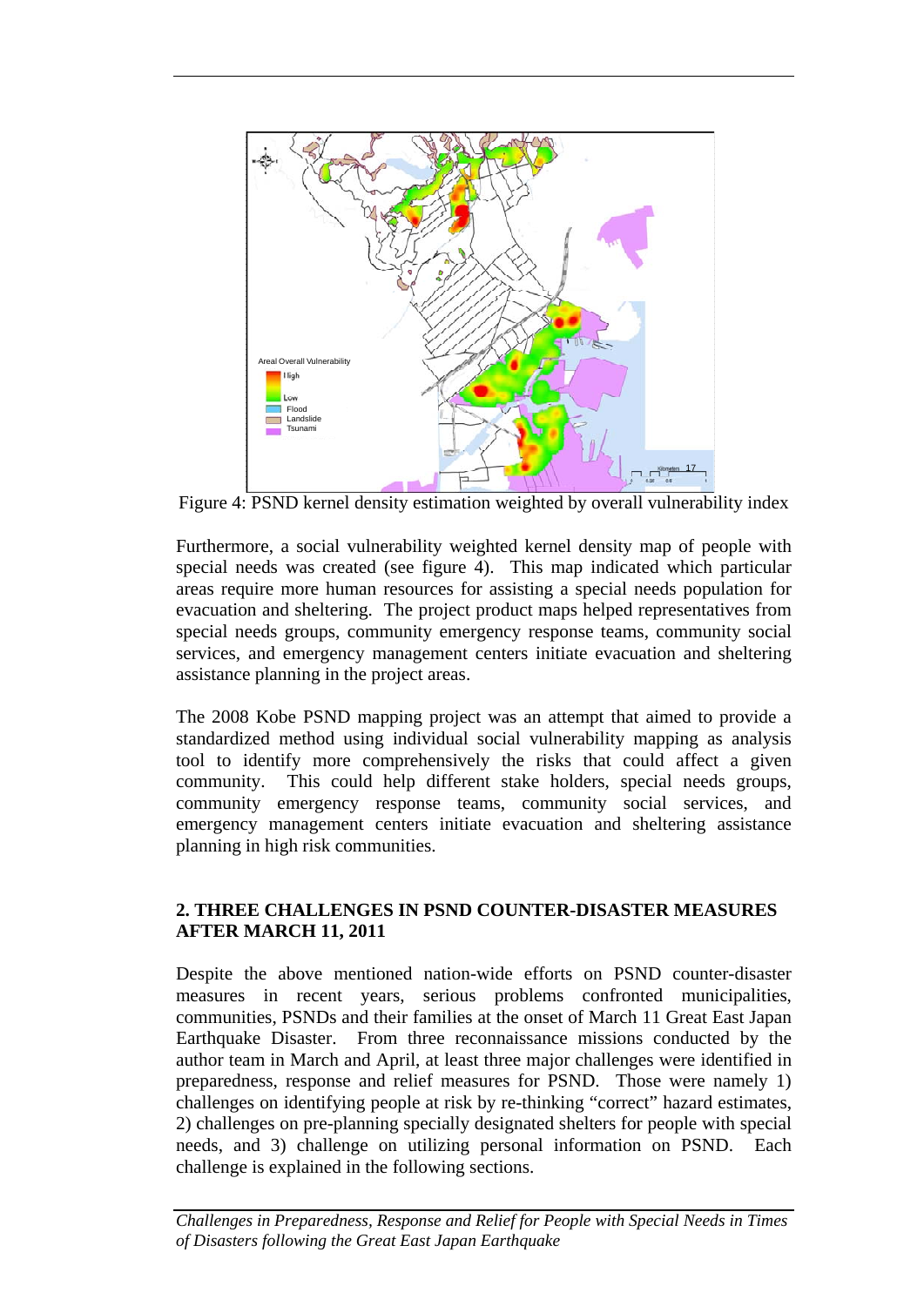Figure 4: PSND kernel density estimation weighted by overall vulnerability index

Furthermore, a social vulnerability weighted kernel density map of people with special needs was created (see figure 4). This map indicated which particular areas require more human resources for assisting a special needs population for evacuation and sheltering. The project product maps helped representatives from special needs groups, community emergency response teams, community social services, and emergency management centers initiate evacuation and sheltering assistance planning in the project areas.

The 2008 Kobe PSND mapping project was an attempt that aimed to provide a standardized method using individual social vulnerability mapping as analysis tool to identify more comprehensively the risks that could affect a given community. This could help different stake holders, special needs groups, community emergency response teams, community social services, and emergency management centers initiate evacuation and sheltering assistance planning in high risk communities.

## 2. THREE CHALLENGES IN PSND COUNTER-DISASTER MEASURES AFTER MARCH 11, 2011

Despite the above mentioned nation-wide efforts on PSND counter-disaster measures in recent years, serious problems confronted municipalities, communities, PSNDs and their families at the onset of March 11 Great East Japan Earthquake Disaster. From three reconnaissance missions conducted by the author team in March and April, at least three major challenges were identified in preparedness, response and relief measures for PSND. Those were namely 1) challenges on identifying people at risk by re-thinking "correct" hazard estimates, 2) challenges on pre-planning specially designated shelters for people with special needs, and 3) challenge on utilizing personal information on PSND. Each challenge is explained in the following sections.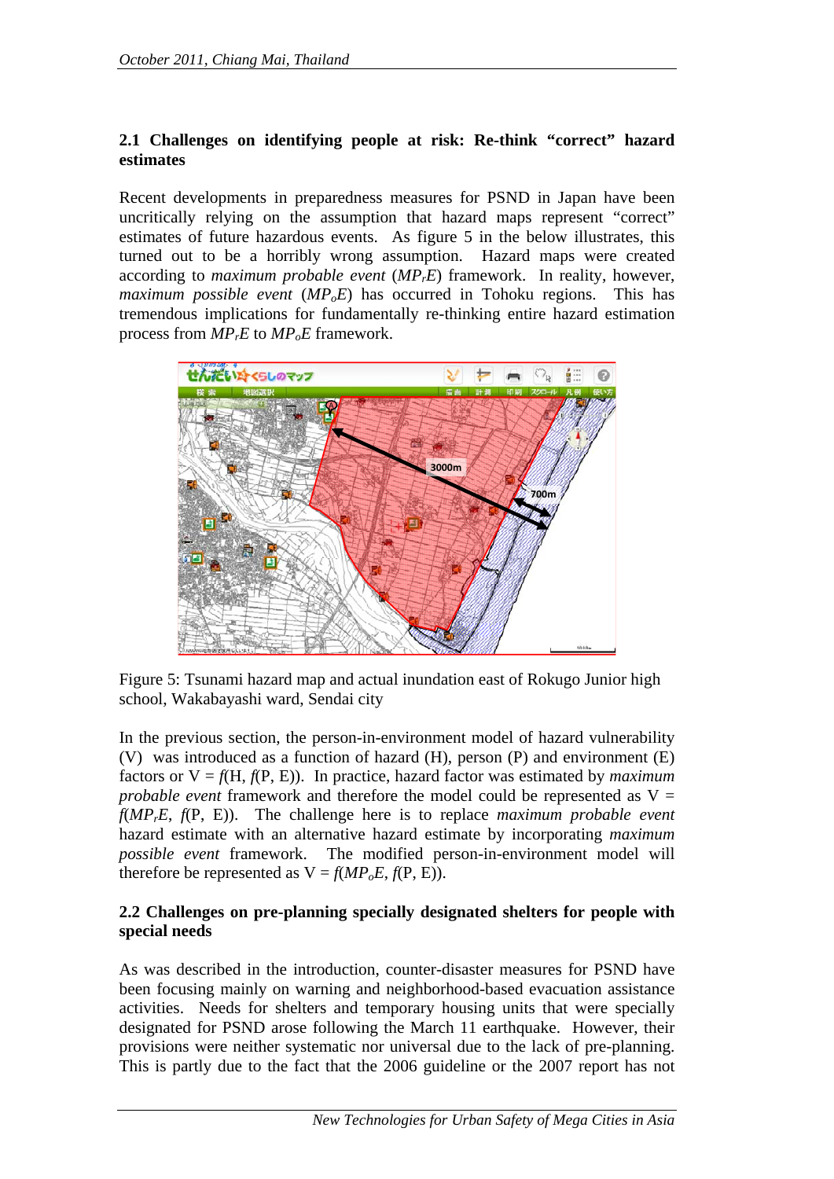## 2.1 Challenges on identifying people at risk: Re-think "correct" hazard estimates

Recent developments in preparedness measures for PSND in Japan have been uncritically relying on the assumption that hazard maps represent "correct" estimates of future hazardous events. As figure 5 in the below illustrates, this turned out to be a horribly wrong assumption. Hazard maps were created according to *maximum probable event* ($MP_rE$) framework. In reality, however, *maximum possible event* ($MP_oE$) has occurred in Tohoku regions. This has tremendous implications for fundamentally re-thinking entire hazard estimation process from $MP_rE$ to $MP_oE$ framework.

Figure 5: Tsunami hazard map and actual inundation east of Rokugo Junior high school, Wakabayashi ward, Sendai city

In the previous section, the person-in-environment model of hazard vulnerability (V) was introduced as a function of hazard (H), person (P) and environment (E) factors or $V = f(H, f(P, E))$. In practice, hazard factor was estimated by *maximum probable event* framework and therefore the model could be represented as $V = f(MP_rE, f(P, E))$. The challenge here is to replace *maximum probable event* hazard estimate with an alternative hazard estimate by incorporating *maximum possible event* framework. The modified person-in-environment model will therefore be represented as $V = f(MP_oE, f(P, E))$.

## 2.2 Challenges on pre-planning specially designated shelters for people with special needs

As was described in the introduction, counter-disaster measures for PSND have been focusing mainly on warning and neighborhood-based evacuation assistance activities. Needs for shelters and temporary housing units that were specially designated for PSND arose following the March 11 earthquake. However, their provisions were neither systematic nor universal due to the lack of pre-planning. This is partly due to the fact that the 2006 guideline or the 2007 report has not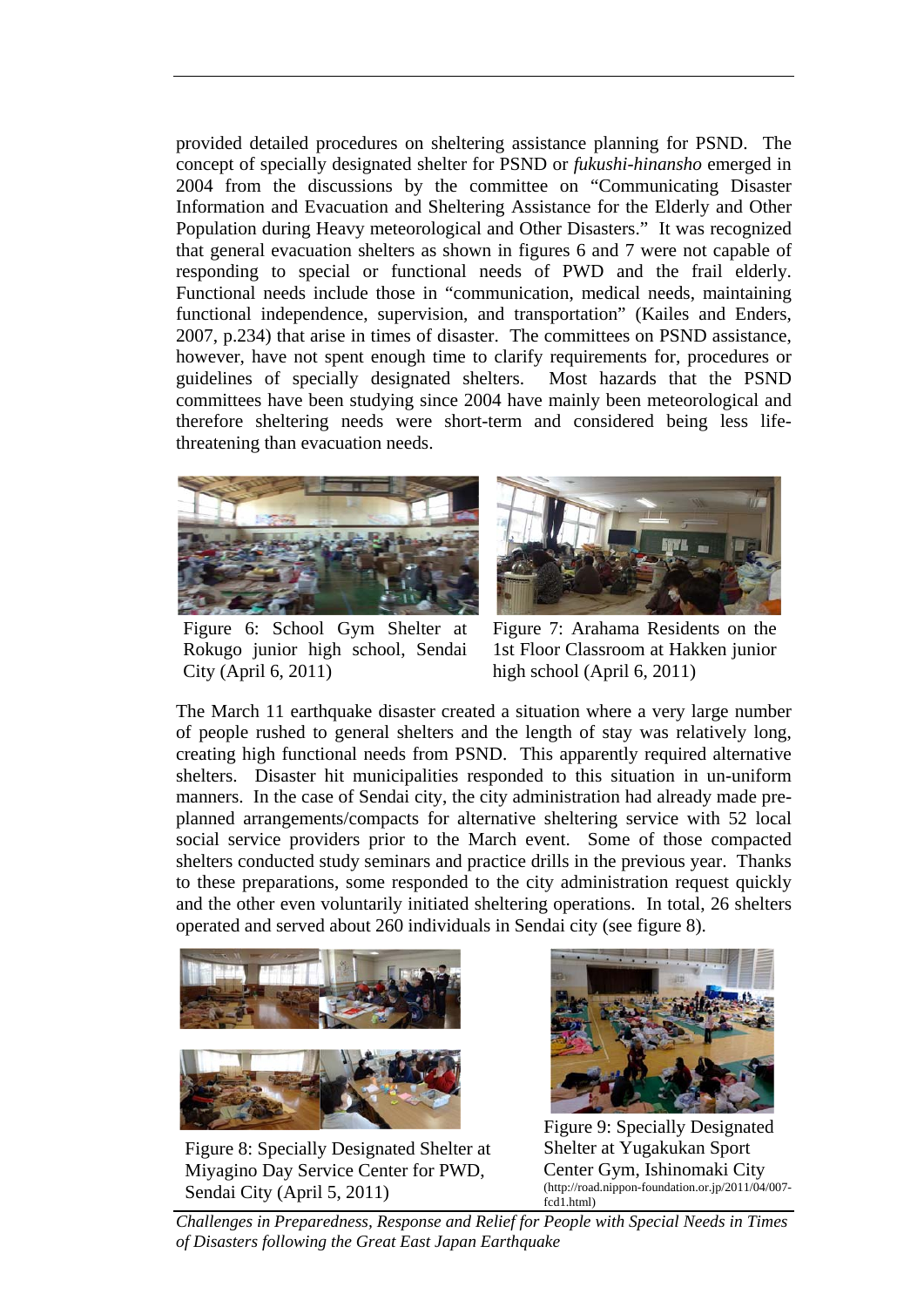provided detailed procedures on sheltering assistance planning for PSND. The concept of specially designated shelter for PSND or *fukushi-hinansho* emerged in 2004 from the discussions by the committee on "Communicating Disaster Information and Evacuation and Sheltering Assistance for the Elderly and Other Population during Heavy meteorological and Other Disasters." It was recognized that general evacuation shelters as shown in figures 6 and 7 were not capable of responding to special or functional needs of PWD and the frail elderly. Functional needs include those in "communication, medical needs, maintaining functional independence, supervision, and transportation" (Kailes and Enders, 2007, p.234) that arise in times of disaster. The committees on PSND assistance, however, have not spent enough time to clarify requirements for, procedures or guidelines of specially designated shelters. Most hazards that the PSND committees have been studying since 2004 have mainly been meteorological and therefore sheltering needs were short-term and considered being less life-threatening than evacuation needs.

Figure 6: School Gym Shelter at Rokugo junior high school, Sendai City (April 6, 2011)

Figure 7: Arahama Residents on the 1st Floor Classroom at Hakken junior high school (April 6, 2011)

The March 11 earthquake disaster created a situation where a very large number of people rushed to general shelters and the length of stay was relatively long, creating high functional needs from PSND. This apparently required alternative shelters. Disaster hit municipalities responded to this situation in un-uniform manners. In the case of Sendai city, the city administration had already made pre-planned arrangements/compacts for alternative sheltering service with 52 local social service providers prior to the March event. Some of those compacted shelters conducted study seminars and practice drills in the previous year. Thanks to these preparations, some responded to the city administration request quickly and the other even voluntarily initiated sheltering operations. In total, 26 shelters operated and served about 260 individuals in Sendai city (see figure 8).

Figure 8: Specially Designated Shelter at Miyagino Day Service Center for PWD, Sendai City (April 5, 2011)

Figure 9: Specially Designated Shelter at Yugakukan Sport Center Gym, Ishinomaki City (http://road.nippon-foundation.or.jp/2011/04/007-fcd1.html)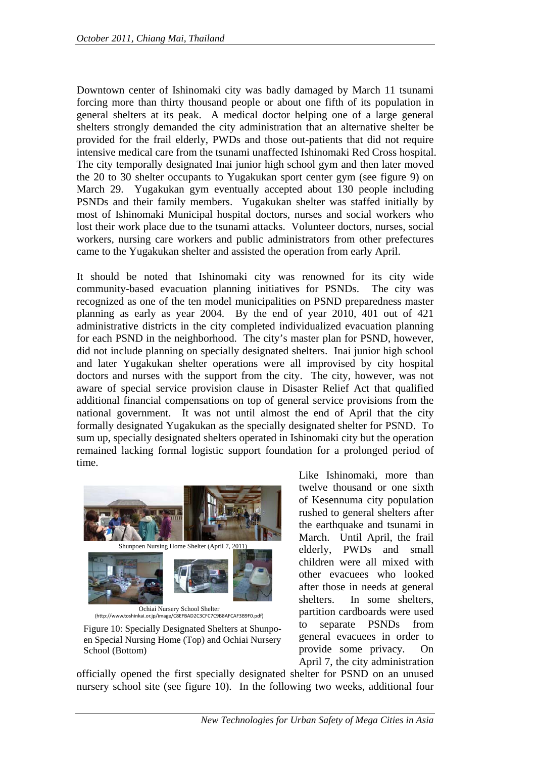Downtown center of Ishinomaki city was badly damaged by March 11 tsunami forcing more than thirty thousand people or about one fifth of its population in general shelters at its peak. A medical doctor helping one of a large general shelters strongly demanded the city administration that an alternative shelter be provided for the frail elderly, PWDs and those out-patients that did not require intensive medical care from the tsunami unaffected Ishinomaki Red Cross hospital. The city temporally designated Inai junior high school gym and then later moved the 20 to 30 shelter occupants to Yugakukan sport center gym (see figure 9) on March 29. Yugakukan gym eventually accepted about 130 people including PSNDs and their family members. Yugakukan shelter was staffed initially by most of Ishinomaki Municipal hospital doctors, nurses and social workers who lost their work place due to the tsunami attacks. Volunteer doctors, nurses, social workers, nursing care workers and public administrators from other prefectures came to the Yugakukan shelter and assisted the operation from early April.

It should be noted that Ishinomaki city was renowned for its city wide community-based evacuation planning initiatives for PSNDs. The city was recognized as one of the ten model municipalities on PSND preparedness master planning as early as year 2004. By the end of year 2010, 401 out of 421 administrative districts in the city completed individualized evacuation planning for each PSND in the neighborhood. The city's master plan for PSND, however, did not include planning on specially designated shelters. Inai junior high school and later Yugakukan shelter operations were all improvised by city hospital doctors and nurses with the support from the city. The city, however, was not aware of special service provision clause in Disaster Relief Act that qualified additional financial compensations on top of general service provisions from the national government. It was not until almost the end of April that the city formally designated Yugakukan as the specially designated shelter for PSND. To sum up, specially designated shelters operated in Ishinomaki city but the operation remained lacking formal logistic support foundation for a prolonged period of time.

Shunpoen Nursing Home Shelter (April 7, 2011)

Ochiai Nursery School Shelter
(http://www.toshinkai.or.jp/image/C8EFBAD2C3CFC7C9B8AFCAF3B9F0.pdf)

Figure 10: Specially Designated Shelters at Shunpo-en Special Nursing Home (Top) and Ochiai Nursery School (Bottom)

Like Ishinomaki, more than twelve thousand or one sixth of Kesennuma city population rushed to general shelters after the earthquake and tsunami in March. Until April, the frail elderly, PWDs and small children were all mixed with other evacuees who looked after those in needs at general shelters. In some shelters, partition cardboards were used to separate PSNDs from general evacuees in order to provide some privacy. On April 7, the city administration officially opened the first specially designated shelter for PSND on an unused nursery school site (see figure 10). In the following two weeks, additional four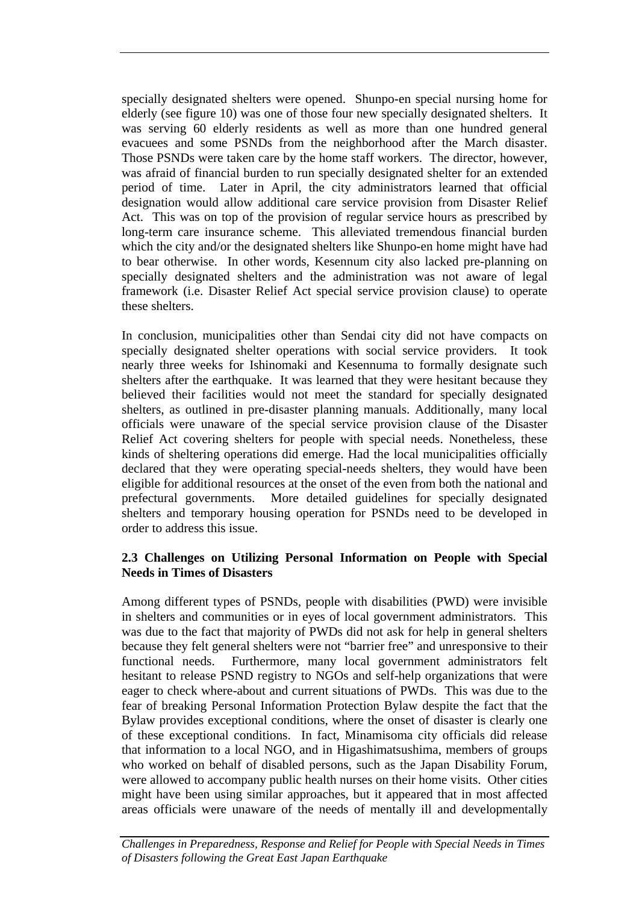specially designated shelters were opened. Shunpo-en special nursing home for elderly (see figure 10) was one of those four new specially designated shelters. It was serving 60 elderly residents as well as more than one hundred general evacuees and some PSNDs from the neighborhood after the March disaster. Those PSNDs were taken care by the home staff workers. The director, however, was afraid of financial burden to run specially designated shelter for an extended period of time. Later in April, the city administrators learned that official designation would allow additional care service provision from Disaster Relief Act. This was on top of the provision of regular service hours as prescribed by long-term care insurance scheme. This alleviated tremendous financial burden which the city and/or the designated shelters like Shunpo-en home might have had to bear otherwise. In other words, Kesennum city also lacked pre-planning on specially designated shelters and the administration was not aware of legal framework (i.e. Disaster Relief Act special service provision clause) to operate these shelters.

In conclusion, municipalities other than Sendai city did not have compacts on specially designated shelter operations with social service providers. It took nearly three weeks for Ishinomaki and Kesennuma to formally designate such shelters after the earthquake. It was learned that they were hesitant because they believed their facilities would not meet the standard for specially designated shelters, as outlined in pre-disaster planning manuals. Additionally, many local officials were unaware of the special service provision clause of the Disaster Relief Act covering shelters for people with special needs. Nonetheless, these kinds of sheltering operations did emerge. Had the local municipalities officially declared that they were operating special-needs shelters, they would have been eligible for additional resources at the onset of the even from both the national and prefectural governments. More detailed guidelines for specially designated shelters and temporary housing operation for PSNDs need to be developed in order to address this issue.

### 2.3 Challenges on Utilizing Personal Information on People with Special Needs in Times of Disasters

Among different types of PSNDs, people with disabilities (PWD) were invisible in shelters and communities or in eyes of local government administrators. This was due to the fact that majority of PWDs did not ask for help in general shelters because they felt general shelters were not "barrier free" and unresponsive to their functional needs. Furthermore, many local government administrators felt hesitant to release PSND registry to NGOs and self-help organizations that were eager to check where-about and current situations of PWDs. This was due to the fear of breaking Personal Information Protection Bylaw despite the fact that the Bylaw provides exceptional conditions, where the onset of disaster is clearly one of these exceptional conditions. In fact, Minamisoma city officials did release that information to a local NGO, and in Higashimatsushima, members of groups who worked on behalf of disabled persons, such as the Japan Disability Forum, were allowed to accompany public health nurses on their home visits. Other cities might have been using similar approaches, but it appeared that in most affected areas officials were unaware of the needs of mentally ill and developmentally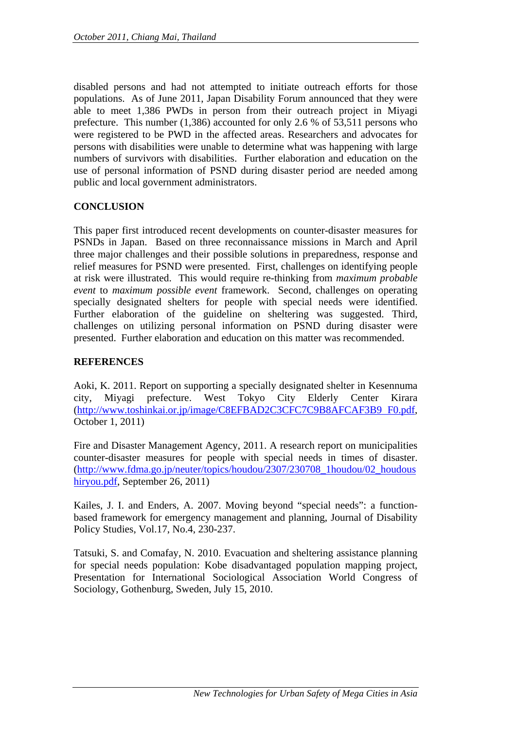disabled persons and had not attempted to initiate outreach efforts for those populations. As of June 2011, Japan Disability Forum announced that they were able to meet 1,386 PWDs in person from their outreach project in Miyagi prefecture. This number (1,386) accounted for only 2.6 % of 53,511 persons who were registered to be PWD in the affected areas. Researchers and advocates for persons with disabilities were unable to determine what was happening with large numbers of survivors with disabilities. Further elaboration and education on the use of personal information of PSND during disaster period are needed among public and local government administrators.

## CONCLUSION

This paper first introduced recent developments on counter-disaster measures for PSNDs in Japan. Based on three reconnaissance missions in March and April three major challenges and their possible solutions in preparedness, response and relief measures for PSND were presented. First, challenges on identifying people at risk were illustrated. This would require re-thinking from *maximum probable event* to *maximum possible event* framework. Second, challenges on operating specially designated shelters for people with special needs were identified. Further elaboration of the guideline on sheltering was suggested. Third, challenges on utilizing personal information on PSND during disaster were presented. Further elaboration and education on this matter was recommended.

## REFERENCES

Aoki, K. 2011. Report on supporting a specially designated shelter in Kesennuma city, Miyagi prefecture. West Tokyo City Elderly Center Kirara (http://www.toshinkai.or.jp/image/C8EFBAD2C3CFC7C9B8AFCAF3B9_F0.pdf, October 1, 2011)

Fire and Disaster Management Agency, 2011. A research report on municipalities counter-disaster measures for people with special needs in times of disaster. (http://www.fdma.go.jp/neuter/topics/houdou/2307/230708_1houdou/02_houdoushiryou.pdf, September 26, 2011)

Kailes, J. I. and Enders, A. 2007. Moving beyond "special needs": a function-based framework for emergency management and planning, Journal of Disability Policy Studies, Vol.17, No.4, 230-237.

Tatsuki, S. and Comafay, N. 2010. Evacuation and sheltering assistance planning for special needs population: Kobe disadvantaged population mapping project, Presentation for International Sociological Association World Congress of Sociology, Gothenburg, Sweden, July 15, 2010.